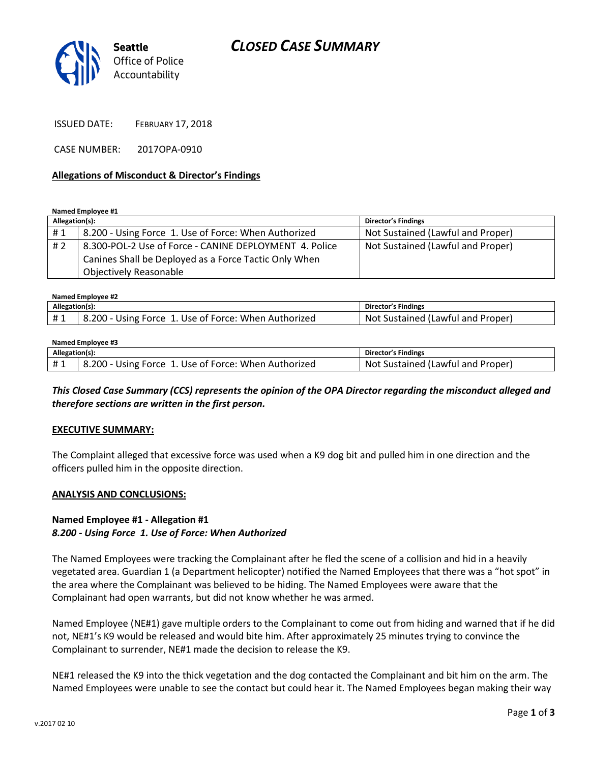# CLOSED CASE SUMMARY

Seattle Office of Police Accountability

ISSUED DATE: FEBRUARY 17, 2018

CASE NUMBER: 2017OPA-0910

**Allegations of Misconduct & Director's Findings**

**Named Employee #1**

| Allegation(s): | | Director's Findings |
|---|---|---|
| # 1 | 8.200 - Using Force 1. Use of Force: When Authorized | Not Sustained (Lawful and Proper) |
| # 2 | 8.300-POL-2 Use of Force - CANINE DEPLOYMENT 4. Police Canines Shall be Deployed as a Force Tactic Only When Objectively Reasonable | Not Sustained (Lawful and Proper) |

**Named Employee #2**

| Allegation(s): | | Director's Findings |
|---|---|---|
| # 1 | 8.200 - Using Force 1. Use of Force: When Authorized | Not Sustained (Lawful and Proper) |

**Named Employee #3**

| Allegation(s): | | Director's Findings |
|---|---|---|
| # 1 | 8.200 - Using Force 1. Use of Force: When Authorized | Not Sustained (Lawful and Proper) |

***This Closed Case Summary (CCS) represents the opinion of the OPA Director regarding the misconduct alleged and therefore sections are written in the first person.***

**EXECUTIVE SUMMARY:**

The Complaint alleged that excessive force was used when a K9 dog bit and pulled him in one direction and the officers pulled him in the opposite direction.

**ANALYSIS AND CONCLUSIONS:**

**Named Employee #1 - Allegation #1**
***8.200 - Using Force 1. Use of Force: When Authorized***

The Named Employees were tracking the Complainant after he fled the scene of a collision and hid in a heavily vegetated area. Guardian 1 (a Department helicopter) notified the Named Employees that there was a "hot spot" in the area where the Complainant was believed to be hiding. The Named Employees were aware that the Complainant had open warrants, but did not know whether he was armed.

Named Employee (NE#1) gave multiple orders to the Complainant to come out from hiding and warned that if he did not, NE#1's K9 would be released and would bite him. After approximately 25 minutes trying to convince the Complainant to surrender, NE#1 made the decision to release the K9.

NE#1 released the K9 into the thick vegetation and the dog contacted the Complainant and bit him on the arm. The Named Employees were unable to see the contact but could hear it. The Named Employees began making their way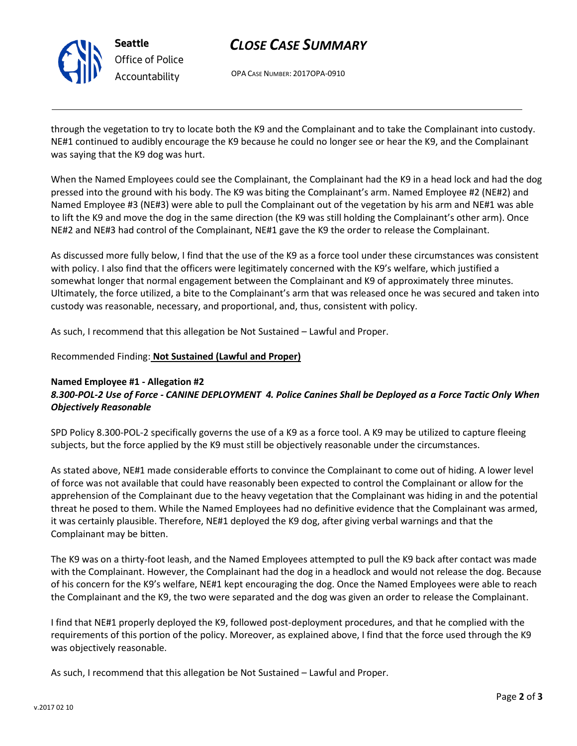through the vegetation to try to locate both the K9 and the Complainant and to take the Complainant into custody. NE#1 continued to audibly encourage the K9 because he could no longer see or hear the K9, and the Complainant was saying that the K9 dog was hurt.

When the Named Employees could see the Complainant, the Complainant had the K9 in a head lock and had the dog pressed into the ground with his body. The K9 was biting the Complainant's arm. Named Employee #2 (NE#2) and Named Employee #3 (NE#3) were able to pull the Complainant out of the vegetation by his arm and NE#1 was able to lift the K9 and move the dog in the same direction (the K9 was still holding the Complainant's other arm). Once NE#2 and NE#3 had control of the Complainant, NE#1 gave the K9 the order to release the Complainant.

As discussed more fully below, I find that the use of the K9 as a force tool under these circumstances was consistent with policy. I also find that the officers were legitimately concerned with the K9's welfare, which justified a somewhat longer that normal engagement between the Complainant and K9 of approximately three minutes. Ultimately, the force utilized, a bite to the Complainant's arm that was released once he was secured and taken into custody was reasonable, necessary, and proportional, and, thus, consistent with policy.

As such, I recommend that this allegation be Not Sustained – Lawful and Proper.

Recommended Finding: **Not Sustained (Lawful and Proper)**

**Named Employee #1 - Allegation #2**
***8.300-POL-2 Use of Force - CANINE DEPLOYMENT 4. Police Canines Shall be Deployed as a Force Tactic Only When Objectively Reasonable***

SPD Policy 8.300-POL-2 specifically governs the use of a K9 as a force tool. A K9 may be utilized to capture fleeing subjects, but the force applied by the K9 must still be objectively reasonable under the circumstances.

As stated above, NE#1 made considerable efforts to convince the Complainant to come out of hiding. A lower level of force was not available that could have reasonably been expected to control the Complainant or allow for the apprehension of the Complainant due to the heavy vegetation that the Complainant was hiding in and the potential threat he posed to them. While the Named Employees had no definitive evidence that the Complainant was armed, it was certainly plausible. Therefore, NE#1 deployed the K9 dog, after giving verbal warnings and that the Complainant may be bitten.

The K9 was on a thirty-foot leash, and the Named Employees attempted to pull the K9 back after contact was made with the Complainant. However, the Complainant had the dog in a headlock and would not release the dog. Because of his concern for the K9's welfare, NE#1 kept encouraging the dog. Once the Named Employees were able to reach the Complainant and the K9, the two were separated and the dog was given an order to release the Complainant.

I find that NE#1 properly deployed the K9, followed post-deployment procedures, and that he complied with the requirements of this portion of the policy. Moreover, as explained above, I find that the force used through the K9 was objectively reasonable.

As such, I recommend that this allegation be Not Sustained – Lawful and Proper.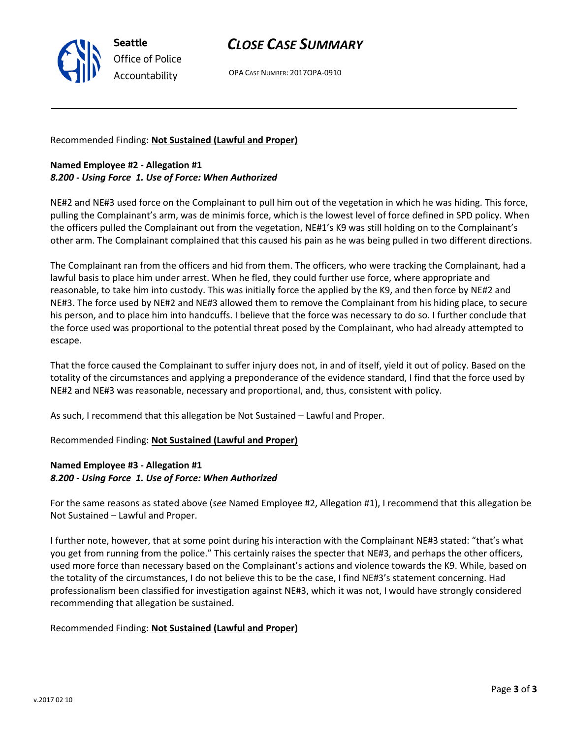Recommended Finding: **Not Sustained (Lawful and Proper)**

**Named Employee #2 - Allegation #1**
***8.200 - Using Force 1. Use of Force: When Authorized***

NE#2 and NE#3 used force on the Complainant to pull him out of the vegetation in which he was hiding. This force, pulling the Complainant's arm, was de minimis force, which is the lowest level of force defined in SPD policy. When the officers pulled the Complainant out from the vegetation, NE#1's K9 was still holding on to the Complainant's other arm. The Complainant complained that this caused his pain as he was being pulled in two different directions.

The Complainant ran from the officers and hid from them. The officers, who were tracking the Complainant, had a lawful basis to place him under arrest. When he fled, they could further use force, where appropriate and reasonable, to take him into custody. This was initially force the applied by the K9, and then force by NE#2 and NE#3. The force used by NE#2 and NE#3 allowed them to remove the Complainant from his hiding place, to secure his person, and to place him into handcuffs. I believe that the force was necessary to do so. I further conclude that the force used was proportional to the potential threat posed by the Complainant, who had already attempted to escape.

That the force caused the Complainant to suffer injury does not, in and of itself, yield it out of policy. Based on the totality of the circumstances and applying a preponderance of the evidence standard, I find that the force used by NE#2 and NE#3 was reasonable, necessary and proportional, and, thus, consistent with policy.

As such, I recommend that this allegation be Not Sustained – Lawful and Proper.

Recommended Finding: **Not Sustained (Lawful and Proper)**

**Named Employee #3 - Allegation #1**
***8.200 - Using Force 1. Use of Force: When Authorized***

For the same reasons as stated above (*see* Named Employee #2, Allegation #1), I recommend that this allegation be Not Sustained – Lawful and Proper.

I further note, however, that at some point during his interaction with the Complainant NE#3 stated: "that's what you get from running from the police." This certainly raises the specter that NE#3, and perhaps the other officers, used more force than necessary based on the Complainant's actions and violence towards the K9. While, based on the totality of the circumstances, I do not believe this to be the case, I find NE#3's statement concerning. Had professionalism been classified for investigation against NE#3, which it was not, I would have strongly considered recommending that allegation be sustained.

Recommended Finding: **Not Sustained (Lawful and Proper)**